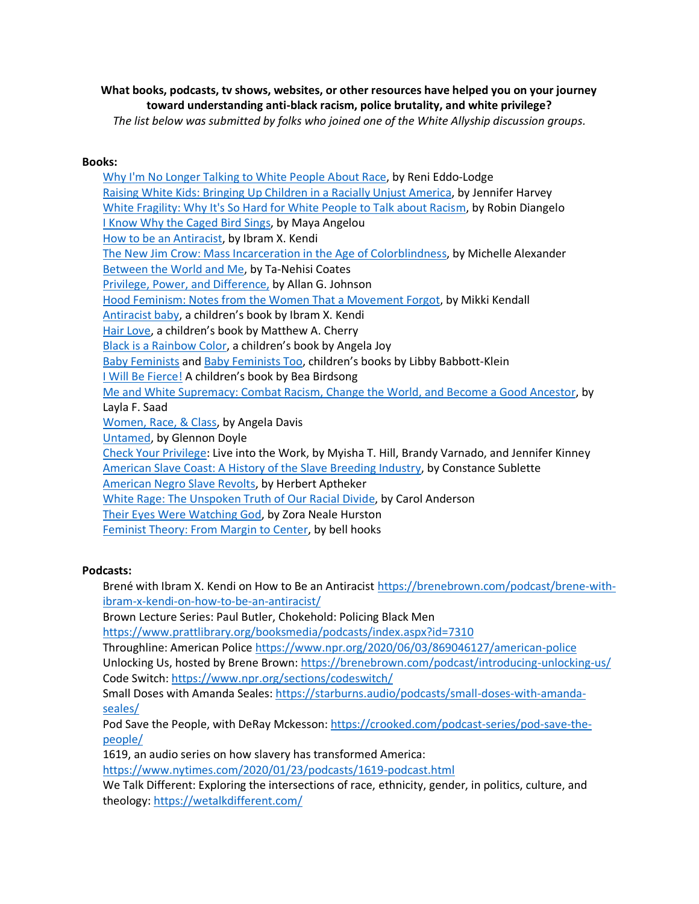**What books, podcasts, tv shows, websites, or other resources have helped you on your journey toward understanding anti-black racism, police brutality, and white privilege?**

*The list below was submitted by folks who joined one of the White Allyship discussion groups.*

**Books:**

- Why I'm No Longer Talking to White People About Race, by Reni Eddo-Lodge
- Raising White Kids: Bringing Up Children in a Racially Unjust America, by Jennifer Harvey
- White Fragility: Why It's So Hard for White People to Talk about Racism, by Robin Diangelo
- I Know Why the Caged Bird Sings, by Maya Angelou
- How to be an Antiracist, by Ibram X. Kendi
- The New Jim Crow: Mass Incarceration in the Age of Colorblindness, by Michelle Alexander
- Between the World and Me, by Ta-Nehisi Coates
- Privilege, Power, and Difference, by Allan G. Johnson
- Hood Feminism: Notes from the Women That a Movement Forgot, by Mikki Kendall
- Antiracist baby, a children's book by Ibram X. Kendi
- Hair Love, a children's book by Matthew A. Cherry
- Black is a Rainbow Color, a children's book by Angela Joy
- Baby Feminists and Baby Feminists Too, children's books by Libby Babbott-Klein
- I Will Be Fierce! A children's book by Bea Birdsong
- Me and White Supremacy: Combat Racism, Change the World, and Become a Good Ancestor, by Layla F. Saad
- Women, Race, & Class, by Angela Davis
- Untamed, by Glennon Doyle
- Check Your Privilege: Live into the Work, by Myisha T. Hill, Brandy Varnado, and Jennifer Kinney
- American Slave Coast: A History of the Slave Breeding Industry, by Constance Sublette
- American Negro Slave Revolts, by Herbert Aptheker
- White Rage: The Unspoken Truth of Our Racial Divide, by Carol Anderson
- Their Eyes Were Watching God, by Zora Neale Hurston
- Feminist Theory: From Margin to Center, by bell hooks

**Podcasts:**

- Brené with Ibram X. Kendi on How to Be an Antiracist https://brenebrown.com/podcast/brene-with-ibram-x-kendi-on-how-to-be-an-antiracist/
- Brown Lecture Series: Paul Butler, Chokehold: Policing Black Men https://www.prattlibrary.org/booksmedia/podcasts/index.aspx?id=7310
- Throughline: American Police https://www.npr.org/2020/06/03/869046127/american-police
- Unlocking Us, hosted by Brene Brown: https://brenebrown.com/podcast/introducing-unlocking-us/
- Code Switch: https://www.npr.org/sections/codeswitch/
- Small Doses with Amanda Seales: https://starburns.audio/podcasts/small-doses-with-amanda-seales/
- Pod Save the People, with DeRay Mckesson: https://crooked.com/podcast-series/pod-save-the-people/
- 1619, an audio series on how slavery has transformed America: https://www.nytimes.com/2020/01/23/podcasts/1619-podcast.html
- We Talk Different: Exploring the intersections of race, ethnicity, gender, in politics, culture, and theology: https://wetalkdifferent.com/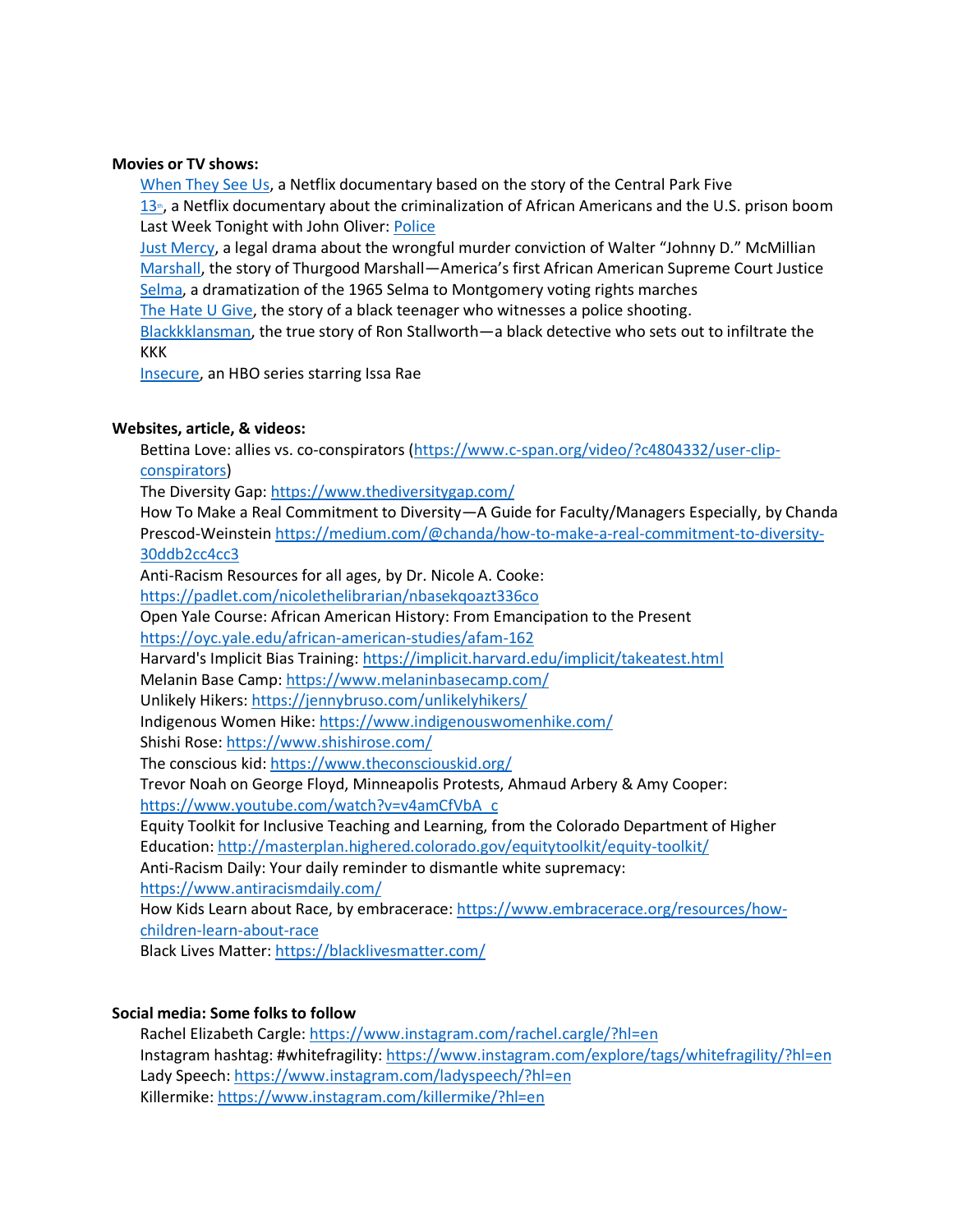**Movies or TV shows:**

When They See Us, a Netflix documentary based on the story of the Central Park Five
13th, a Netflix documentary about the criminalization of African Americans and the U.S. prison boom
Last Week Tonight with John Oliver: Police
Just Mercy, a legal drama about the wrongful murder conviction of Walter "Johnny D." McMillian
Marshall, the story of Thurgood Marshall—America's first African American Supreme Court Justice
Selma, a dramatization of the 1965 Selma to Montgomery voting rights marches
The Hate U Give, the story of a black teenager who witnesses a police shooting.
Blackkklansman, the true story of Ron Stallworth—a black detective who sets out to infiltrate the KKK
Insecure, an HBO series starring Issa Rae

**Websites, article, & videos:**

Bettina Love: allies vs. co-conspirators (https://www.c-span.org/video/?c4804332/user-clip-conspirators)
The Diversity Gap: https://www.thediversitygap.com/
How To Make a Real Commitment to Diversity—A Guide for Faculty/Managers Especially, by Chanda Prescod-Weinstein https://medium.com/@chanda/how-to-make-a-real-commitment-to-diversity-30ddb2cc4cc3
Anti-Racism Resources for all ages, by Dr. Nicole A. Cooke: https://padlet.com/nicolethelibrarian/nbasekqoazt336co
Open Yale Course: African American History: From Emancipation to the Present https://oyc.yale.edu/african-american-studies/afam-162
Harvard's Implicit Bias Training: https://implicit.harvard.edu/implicit/takeatest.html
Melanin Base Camp: https://www.melaninbasecamp.com/
Unlikely Hikers: https://jennybruso.com/unlikelyhikers/
Indigenous Women Hike: https://www.indigenouswomenhike.com/
Shishi Rose: https://www.shishirose.com/
The conscious kid: https://www.theconsciouskid.org/
Trevor Noah on George Floyd, Minneapolis Protests, Ahmaud Arbery & Amy Cooper: https://www.youtube.com/watch?v=v4amCfVbA_c
Equity Toolkit for Inclusive Teaching and Learning, from the Colorado Department of Higher Education: http://masterplan.highered.colorado.gov/equitytoolkit/equity-toolkit/
Anti-Racism Daily: Your daily reminder to dismantle white supremacy: https://www.antiracismdaily.com/
How Kids Learn about Race, by embracerace: https://www.embracerace.org/resources/how-children-learn-about-race
Black Lives Matter: https://blacklivesmatter.com/

**Social media: Some folks to follow**

Rachel Elizabeth Cargle: https://www.instagram.com/rachel.cargle/?hl=en
Instagram hashtag: #whitefragility: https://www.instagram.com/explore/tags/whitefragility/?hl=en
Lady Speech: https://www.instagram.com/ladyspeech/?hl=en
Killermike: https://www.instagram.com/killermike/?hl=en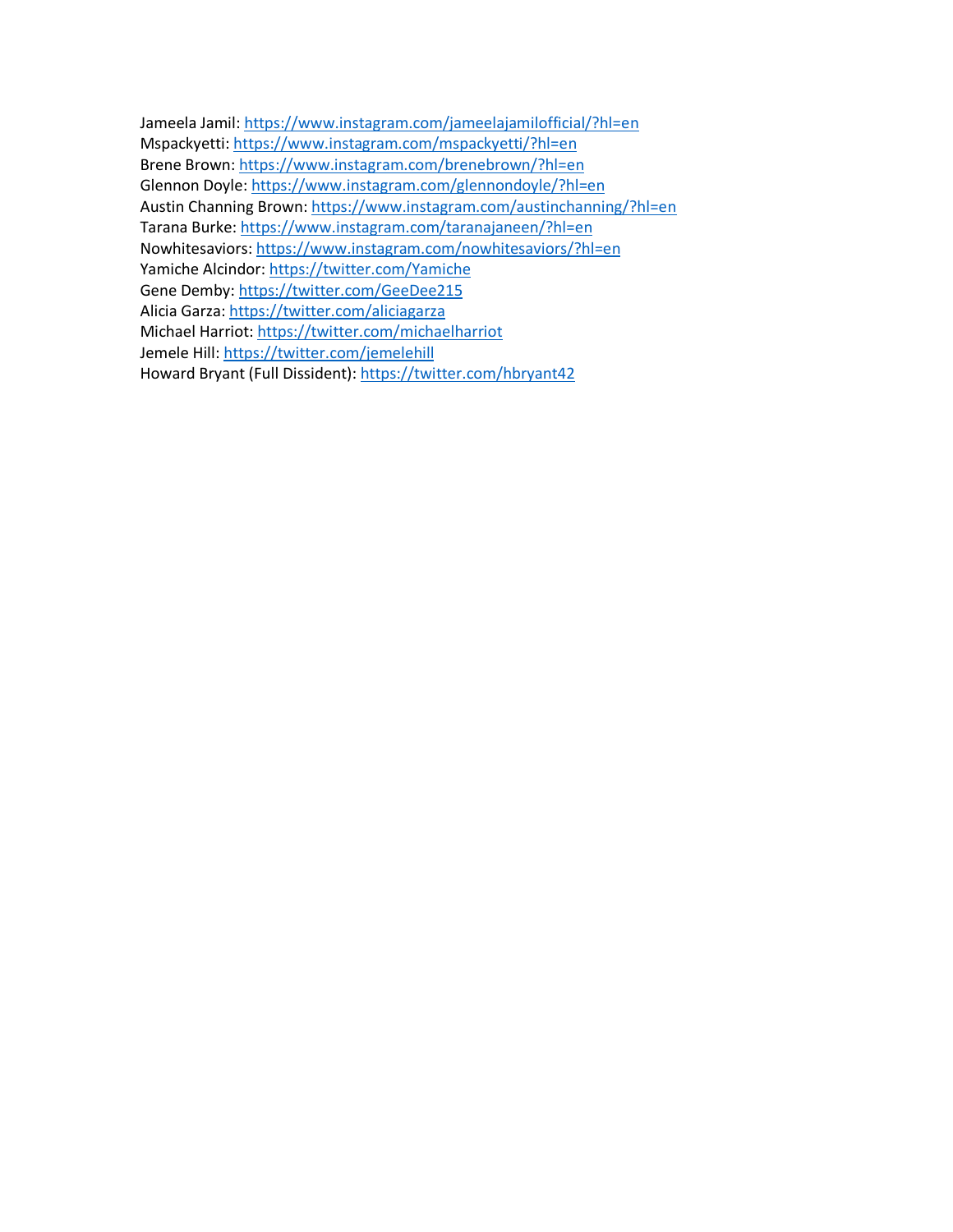Jameela Jamil: https://www.instagram.com/jameelajamilofficial/?hl=en
Mspackyetti: https://www.instagram.com/mspackyetti/?hl=en
Brene Brown: https://www.instagram.com/brenebrown/?hl=en
Glennon Doyle: https://www.instagram.com/glennondoyle/?hl=en
Austin Channing Brown: https://www.instagram.com/austinchanning/?hl=en
Tarana Burke: https://www.instagram.com/taranajaneen/?hl=en
Nowhitesaviors: https://www.instagram.com/nowhitesaviors/?hl=en
Yamiche Alcindor: https://twitter.com/Yamiche
Gene Demby: https://twitter.com/GeeDee215
Alicia Garza: https://twitter.com/aliciagarza
Michael Harriot: https://twitter.com/michaelharriot
Jemele Hill: https://twitter.com/jemelehill
Howard Bryant (Full Dissident): https://twitter.com/hbryant42